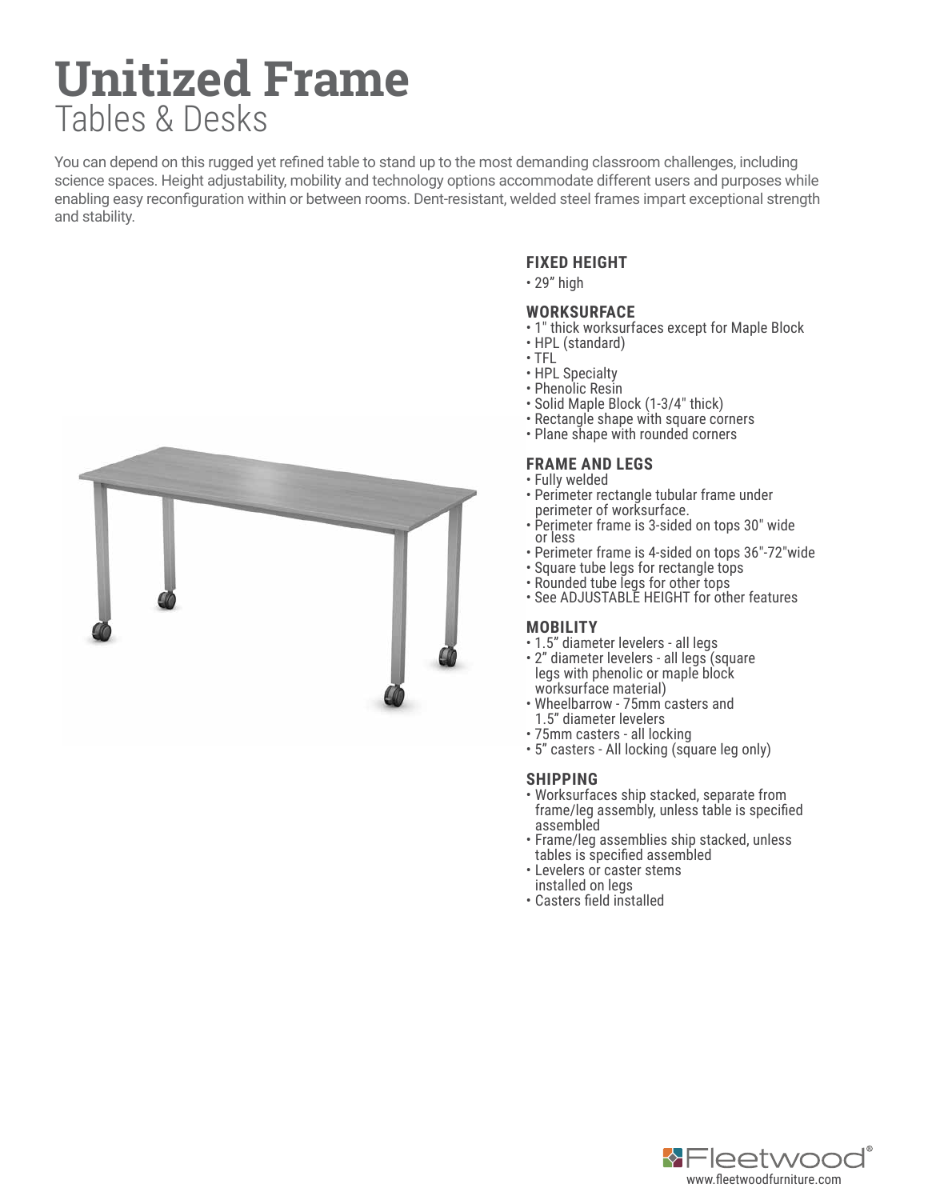# Unitized Frame

## Tables & Desks

You can depend on this rugged yet refined table to stand up to the most demanding classroom challenges, including science spaces. Height adjustability, mobility and technology options accommodate different users and purposes while enabling easy reconfiguration within or between rooms. Dent-resistant, welded steel frames impart exceptional strength and stability.

### FIXED HEIGHT

- 29" high

### WORKSURFACE

- 1" thick worksurfaces except for Maple Block
- HPL (standard)
- TFL
- HPL Specialty
- Phenolic Resin
- Solid Maple Block (1-3/4" thick)
- Rectangle shape with square corners
- Plane shape with rounded corners

### FRAME AND LEGS

- Fully welded
- Perimeter rectangle tubular frame under perimeter of worksurface.
- Perimeter frame is 3-sided on tops 30" wide or less
- Perimeter frame is 4-sided on tops 36"-72"wide
- Square tube legs for rectangle tops
- Rounded tube legs for other tops
- See ADJUSTABLE HEIGHT for other features

### MOBILITY

- 1.5" diameter levelers - all legs
- 2" diameter levelers - all legs (square legs with phenolic or maple block worksurface material)
- Wheelbarrow - 75mm casters and 1.5" diameter levelers
- 75mm casters - all locking
- 5" casters - All locking (square leg only)

### SHIPPING

- Worksurfaces ship stacked, separate from frame/leg assembly, unless table is specified assembled
- Frame/leg assemblies ship stacked, unless tables is specified assembled
- Levelers or caster stems installed on legs
- Casters field installed

Fleetwood®
www.fleetwoodfurniture.com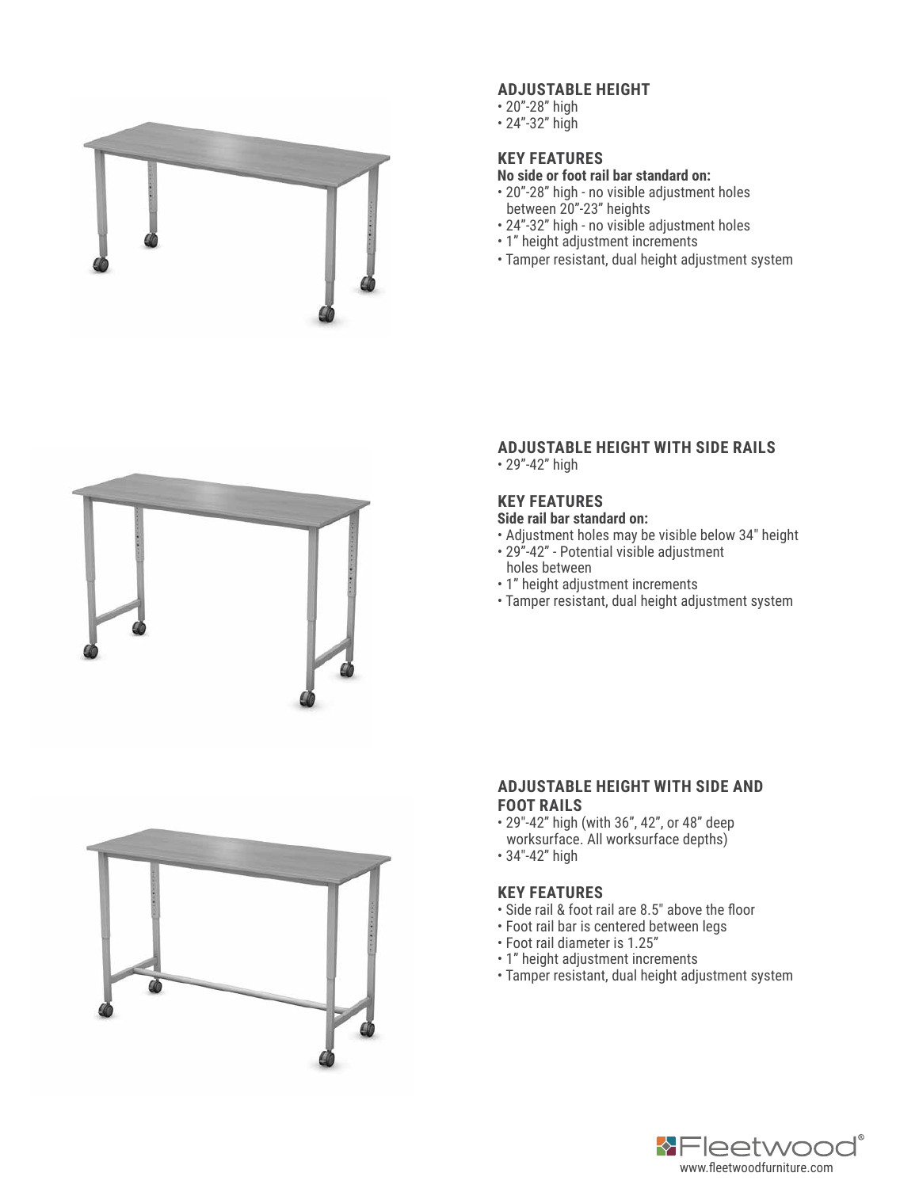## ADJUSTABLE HEIGHT

- 20"-28" high
- 24"-32" high

### KEY FEATURES

**No side or foot rail bar standard on:**

- 20"-28" high - no visible adjustment holes between 20"-23" heights
- 24"-32" high - no visible adjustment holes
- 1" height adjustment increments
- Tamper resistant, dual height adjustment system

## ADJUSTABLE HEIGHT WITH SIDE RAILS

- 29"-42" high

### KEY FEATURES

**Side rail bar standard on:**

- Adjustment holes may be visible below 34" height
- 29"-42" - Potential visible adjustment holes between
- 1" height adjustment increments
- Tamper resistant, dual height adjustment system

## ADJUSTABLE HEIGHT WITH SIDE AND FOOT RAILS

- 29"-42" high (with 36", 42", or 48" deep worksurface. All worksurface depths)
- 34"-42" high

### KEY FEATURES

- Side rail & foot rail are 8.5" above the floor
- Foot rail bar is centered between legs
- Foot rail diameter is 1.25"
- 1" height adjustment increments
- Tamper resistant, dual height adjustment system

Fleetwood®
www.fleetwoodfurniture.com